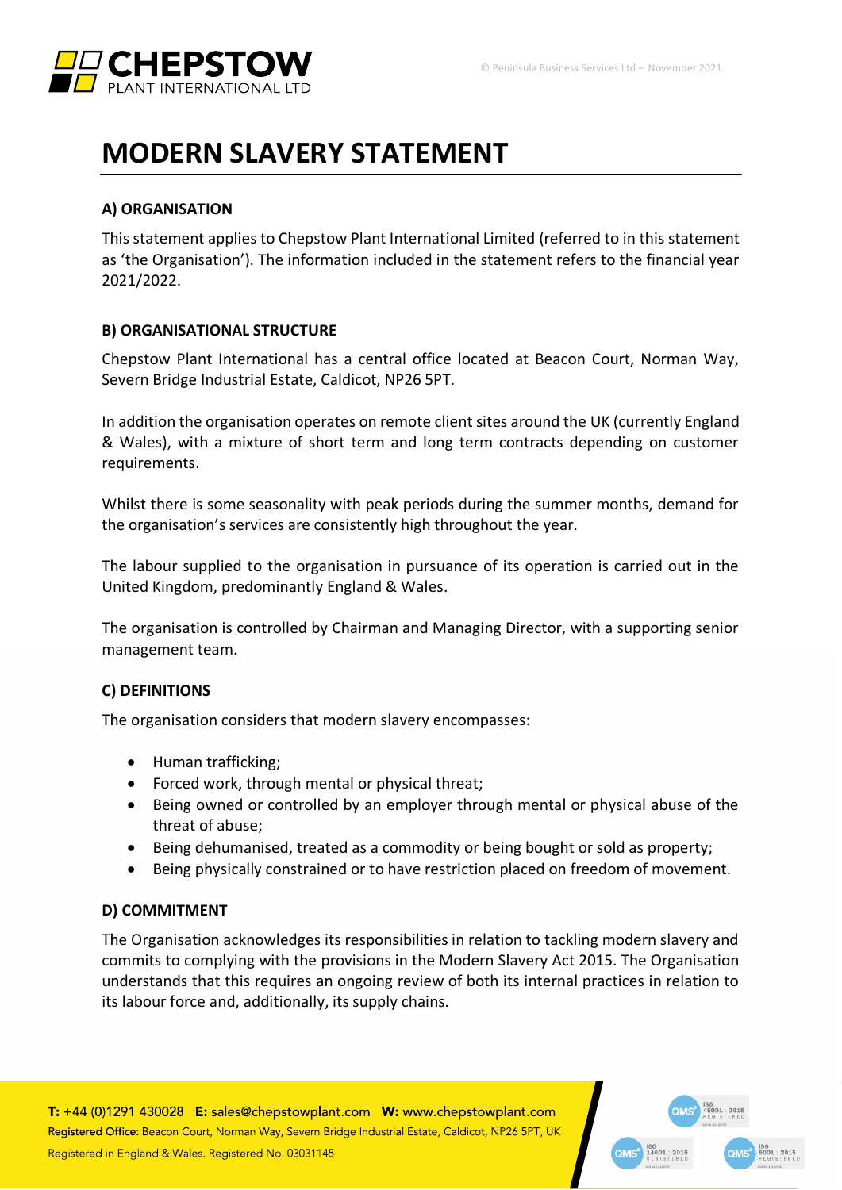# MODERN SLAVERY STATEMENT

### A) ORGANISATION

This statement applies to Chepstow Plant International Limited (referred to in this statement as 'the Organisation'). The information included in the statement refers to the financial year 2021/2022.

### B) ORGANISATIONAL STRUCTURE

Chepstow Plant International has a central office located at Beacon Court, Norman Way, Severn Bridge Industrial Estate, Caldicot, NP26 5PT.

In addition the organisation operates on remote client sites around the UK (currently England & Wales), with a mixture of short term and long term contracts depending on customer requirements.

Whilst there is some seasonality with peak periods during the summer months, demand for the organisation's services are consistently high throughout the year.

The labour supplied to the organisation in pursuance of its operation is carried out in the United Kingdom, predominantly England & Wales.

The organisation is controlled by Chairman and Managing Director, with a supporting senior management team.

### C) DEFINITIONS

The organisation considers that modern slavery encompasses:

- Human trafficking;
- Forced work, through mental or physical threat;
- Being owned or controlled by an employer through mental or physical abuse of the threat of abuse;
- Being dehumanised, treated as a commodity or being bought or sold as property;
- Being physically constrained or to have restriction placed on freedom of movement.

### D) COMMITMENT

The Organisation acknowledges its responsibilities in relation to tackling modern slavery and commits to complying with the provisions in the Modern Slavery Act 2015. The Organisation understands that this requires an ongoing review of both its internal practices in relation to its labour force and, additionally, its supply chains.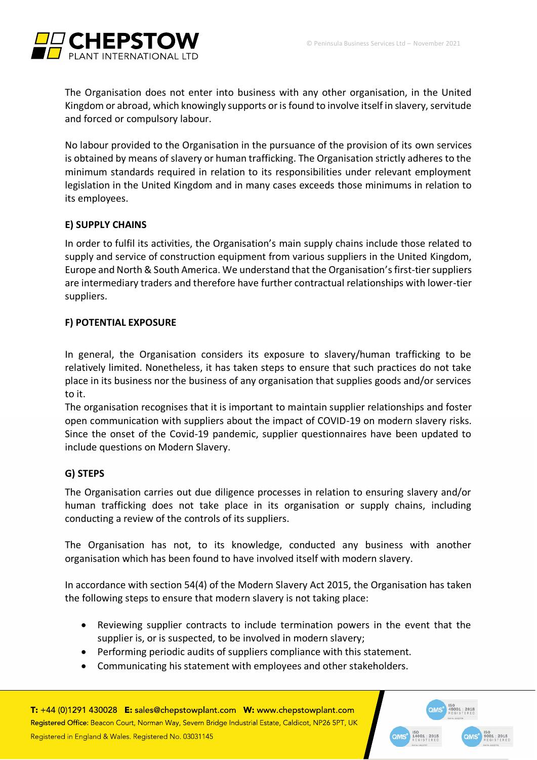The Organisation does not enter into business with any other organisation, in the United Kingdom or abroad, which knowingly supports or is found to involve itself in slavery, servitude and forced or compulsory labour.

No labour provided to the Organisation in the pursuance of the provision of its own services is obtained by means of slavery or human trafficking. The Organisation strictly adheres to the minimum standards required in relation to its responsibilities under relevant employment legislation in the United Kingdom and in many cases exceeds those minimums in relation to its employees.

### E) SUPPLY CHAINS

In order to fulfil its activities, the Organisation's main supply chains include those related to supply and service of construction equipment from various suppliers in the United Kingdom, Europe and North & South America. We understand that the Organisation's first-tier suppliers are intermediary traders and therefore have further contractual relationships with lower-tier suppliers.

### F) POTENTIAL EXPOSURE

In general, the Organisation considers its exposure to slavery/human trafficking to be relatively limited. Nonetheless, it has taken steps to ensure that such practices do not take place in its business nor the business of any organisation that supplies goods and/or services to it.

The organisation recognises that it is important to maintain supplier relationships and foster open communication with suppliers about the impact of COVID-19 on modern slavery risks. Since the onset of the Covid-19 pandemic, supplier questionnaires have been updated to include questions on Modern Slavery.

### G) STEPS

The Organisation carries out due diligence processes in relation to ensuring slavery and/or human trafficking does not take place in its organisation or supply chains, including conducting a review of the controls of its suppliers.

The Organisation has not, to its knowledge, conducted any business with another organisation which has been found to have involved itself with modern slavery.

In accordance with section 54(4) of the Modern Slavery Act 2015, the Organisation has taken the following steps to ensure that modern slavery is not taking place:

- Reviewing supplier contracts to include termination powers in the event that the supplier is, or is suspected, to be involved in modern slavery;
- Performing periodic audits of suppliers compliance with this statement.
- Communicating his statement with employees and other stakeholders.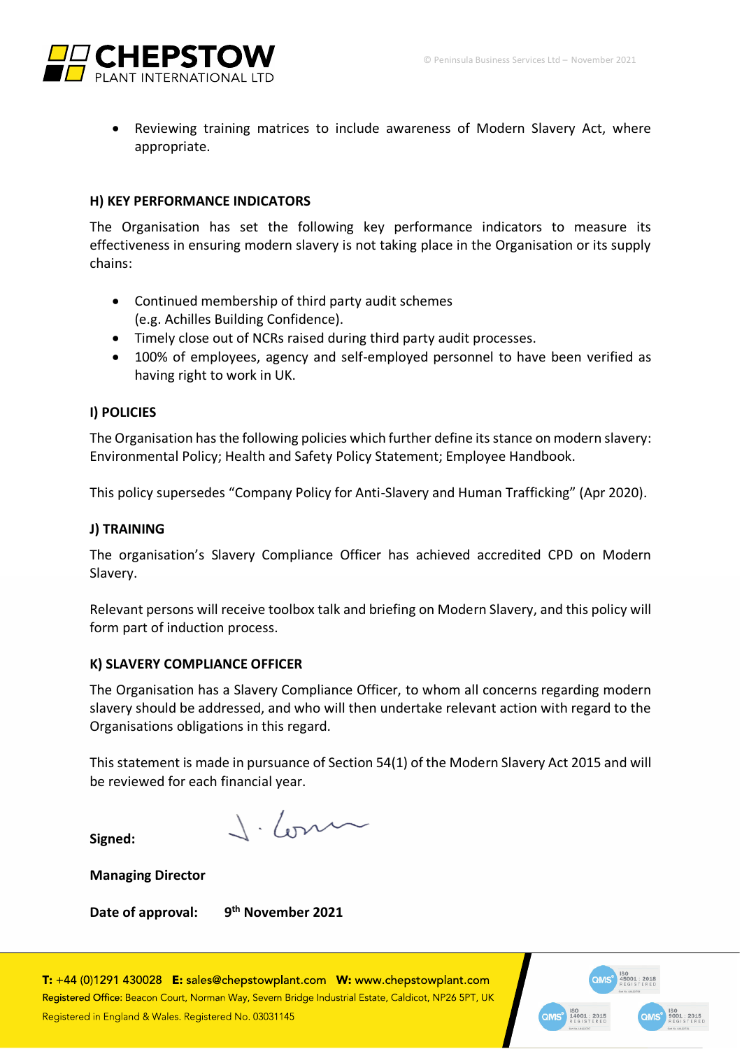- Reviewing training matrices to include awareness of Modern Slavery Act, where appropriate.

**H) KEY PERFORMANCE INDICATORS**

The Organisation has set the following key performance indicators to measure its effectiveness in ensuring modern slavery is not taking place in the Organisation or its supply chains:

- Continued membership of third party audit schemes (e.g. Achilles Building Confidence).
- Timely close out of NCRs raised during third party audit processes.
- 100% of employees, agency and self-employed personnel to have been verified as having right to work in UK.

**I) POLICIES**

The Organisation has the following policies which further define its stance on modern slavery: Environmental Policy; Health and Safety Policy Statement; Employee Handbook.

This policy supersedes "Company Policy for Anti-Slavery and Human Trafficking" (Apr 2020).

**J) TRAINING**

The organisation's Slavery Compliance Officer has achieved accredited CPD on Modern Slavery.

Relevant persons will receive toolbox talk and briefing on Modern Slavery, and this policy will form part of induction process.

**K) SLAVERY COMPLIANCE OFFICER**

The Organisation has a Slavery Compliance Officer, to whom all concerns regarding modern slavery should be addressed, and who will then undertake relevant action with regard to the Organisations obligations in this regard.

This statement is made in pursuance of Section 54(1) of the Modern Slavery Act 2015 and will be reviewed for each financial year.

**Signed:**

**Managing Director**

**Date of approval:** **9th November 2021**

**T:** +44 (0)1291 430028 **E:** sales@chepstowplant.com **W:** www.chepstowplant.com
Registered Office: Beacon Court, Norman Way, Severn Bridge Industrial Estate, Caldicot, NP26 5PT, UK
Registered in England & Wales. Registered No. 03031145